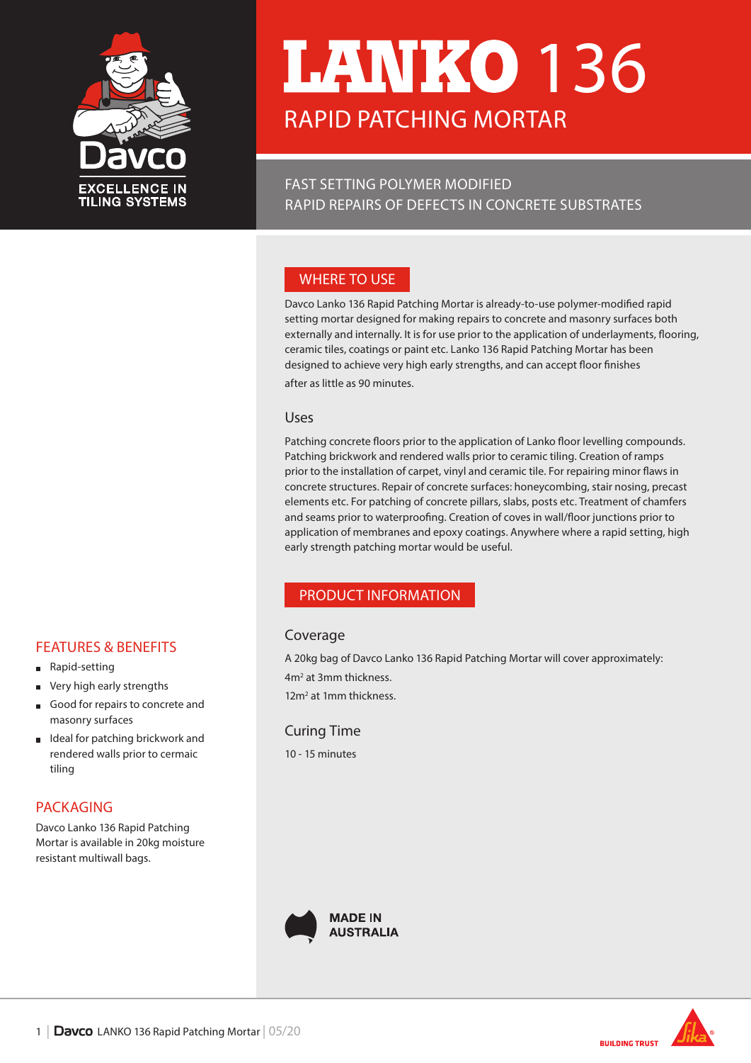# LANKO 136

## RAPID PATCHING MORTAR

FAST SETTING POLYMER MODIFIED
RAPID REPAIRS OF DEFECTS IN CONCRETE SUBSTRATES

## WHERE TO USE

Davco Lanko 136 Rapid Patching Mortar is already-to-use polymer-modified rapid setting mortar designed for making repairs to concrete and masonry surfaces both externally and internally. It is for use prior to the application of underlayments, flooring, ceramic tiles, coatings or paint etc. Lanko 136 Rapid Patching Mortar has been designed to achieve very high early strengths, and can accept floor finishes after as little as 90 minutes.

### Uses

Patching concrete floors prior to the application of Lanko floor levelling compounds. Patching brickwork and rendered walls prior to ceramic tiling. Creation of ramps prior to the installation of carpet, vinyl and ceramic tile. For repairing minor flaws in concrete structures. Repair of concrete surfaces: honeycombing, stair nosing, precast elements etc. For patching of concrete pillars, slabs, posts etc. Treatment of chamfers and seams prior to waterproofing. Creation of coves in wall/floor junctions prior to application of membranes and epoxy coatings. Anywhere where a rapid setting, high early strength patching mortar would be useful.

## PRODUCT INFORMATION

### Coverage

A 20kg bag of Davco Lanko 136 Rapid Patching Mortar will cover approximately:

4m$^2$ at 3mm thickness.

12m$^2$ at 1mm thickness.

### Curing Time

10 - 15 minutes

## FEATURES & BENEFITS

- Rapid-setting
- Very high early strengths
- Good for repairs to concrete and masonry surfaces
- Ideal for patching brickwork and rendered walls prior to cermaic tiling

## PACKAGING

Davco Lanko 136 Rapid Patching Mortar is available in 20kg moisture resistant multiwall bags.

MADE IN AUSTRALIA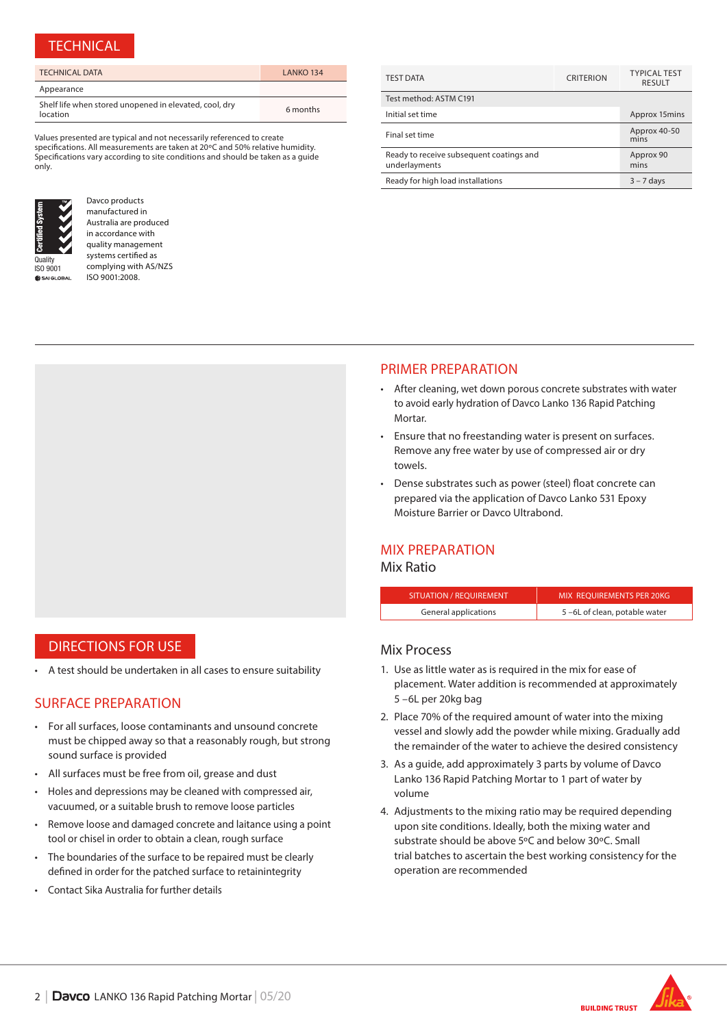## TECHNICAL

| TECHNICAL DATA | LANKO 134 |
|---|---|
| Appearance | |
| Shelf life when stored unopened in elevated, cool, dry location | 6 months |

Values presented are typical and not necessarily referenced to create specifications. All measurements are taken at 20ºC and 50% relative humidity. Specifications vary according to site conditions and should be taken as a guide only.

Davco products manufactured in Australia are produced in accordance with quality management systems certified as complying with AS/NZS ISO 9001:2008.

| TEST DATA | CRITERION | TYPICAL TEST RESULT |
|---|---|---|
| Test method: ASTM C191 | | |
| Initial set time | | Approx 15mins |
| Final set time | | Approx 40-50 mins |
| Ready to receive subsequent coatings and underlayments | | Approx 90 mins |
| Ready for high load installations | | 3 – 7 days |

## DIRECTIONS FOR USE

- A test should be undertaken in all cases to ensure suitability

## SURFACE PREPARATION

- For all surfaces, loose contaminants and unsound concrete must be chipped away so that a reasonably rough, but strong sound surface is provided
- All surfaces must be free from oil, grease and dust
- Holes and depressions may be cleaned with compressed air, vacuumed, or a suitable brush to remove loose particles
- Remove loose and damaged concrete and laitance using a point tool or chisel in order to obtain a clean, rough surface
- The boundaries of the surface to be repaired must be clearly defined in order for the patched surface to retainintegrity
- Contact Sika Australia for further details

## PRIMER PREPARATION

- After cleaning, wet down porous concrete substrates with water to avoid early hydration of Davco Lanko 136 Rapid Patching Mortar.
- Ensure that no freestanding water is present on surfaces. Remove any free water by use of compressed air or dry towels.
- Dense substrates such as power (steel) float concrete can prepared via the application of Davco Lanko 531 Epoxy Moisture Barrier or Davco Ultrabond.

## MIX PREPARATION

### Mix Ratio

| SITUATION / REQUIREMENT | MIX REQUIREMENTS PER 20KG |
|---|---|
| General applications | 5 –6L of clean, potable water |

### Mix Process

1. Use as little water as is required in the mix for ease of placement. Water addition is recommended at approximately 5 –6L per 20kg bag
2. Place 70% of the required amount of water into the mixing vessel and slowly add the powder while mixing. Gradually add the remainder of the water to achieve the desired consistency
3. As a guide, add approximately 3 parts by volume of Davco Lanko 136 Rapid Patching Mortar to 1 part of water by volume
4. Adjustments to the mixing ratio may be required depending upon site conditions. Ideally, both the mixing water and substrate should be above 5ºC and below 30ºC. Small trial batches to ascertain the best working consistency for the operation are recommended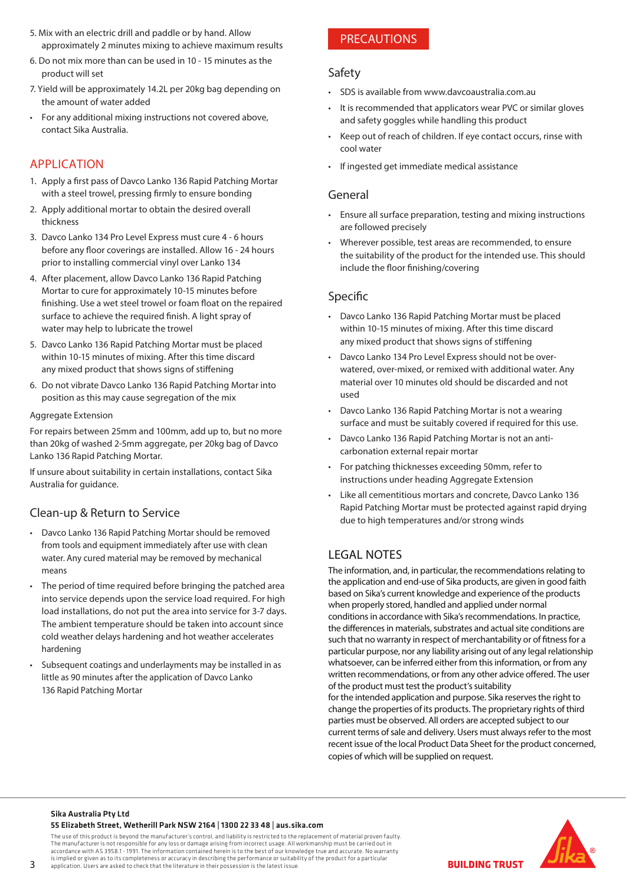5. Mix with an electric drill and paddle or by hand. Allow approximately 2 minutes mixing to achieve maximum results
6. Do not mix more than can be used in 10 - 15 minutes as the product will set
7. Yield will be approximately 14.2L per 20kg bag depending on the amount of water added

- For any additional mixing instructions not covered above, contact Sika Australia.

## APPLICATION

1. Apply a first pass of Davco Lanko 136 Rapid Patching Mortar with a steel trowel, pressing firmly to ensure bonding
2. Apply additional mortar to obtain the desired overall thickness
3. Davco Lanko 134 Pro Level Express must cure 4 - 6 hours before any floor coverings are installed. Allow 16 - 24 hours prior to installing commercial vinyl over Lanko 134
4. After placement, allow Davco Lanko 136 Rapid Patching Mortar to cure for approximately 10-15 minutes before finishing. Use a wet steel trowel or foam float on the repaired surface to achieve the required finish. A light spray of water may help to lubricate the trowel
5. Davco Lanko 136 Rapid Patching Mortar must be placed within 10-15 minutes of mixing. After this time discard any mixed product that shows signs of stiffening
6. Do not vibrate Davco Lanko 136 Rapid Patching Mortar into position as this may cause segregation of the mix

Aggregate Extension

For repairs between 25mm and 100mm, add up to, but no more than 20kg of washed 2-5mm aggregate, per 20kg bag of Davco Lanko 136 Rapid Patching Mortar.

If unsure about suitability in certain installations, contact Sika Australia for guidance.

### Clean-up & Return to Service

- Davco Lanko 136 Rapid Patching Mortar should be removed from tools and equipment immediately after use with clean water. Any cured material may be removed by mechanical means
- The period of time required before bringing the patched area into service depends upon the service load required. For high load installations, do not put the area into service for 3-7 days. The ambient temperature should be taken into account since cold weather delays hardening and hot weather accelerates hardening
- Subsequent coatings and underlayments may be installed in as little as 90 minutes after the application of Davco Lanko 136 Rapid Patching Mortar

## PRECAUTIONS

### Safety

- SDS is available from www.davcoaustralia.com.au
- It is recommended that applicators wear PVC or similar gloves and safety goggles while handling this product
- Keep out of reach of children. If eye contact occurs, rinse with cool water
- If ingested get immediate medical assistance

### General

- Ensure all surface preparation, testing and mixing instructions are followed precisely
- Wherever possible, test areas are recommended, to ensure the suitability of the product for the intended use. This should include the floor finishing/covering

### Specific

- Davco Lanko 136 Rapid Patching Mortar must be placed within 10-15 minutes of mixing. After this time discard any mixed product that shows signs of stiffening
- Davco Lanko 134 Pro Level Express should not be over-watered, over-mixed, or remixed with additional water. Any material over 10 minutes old should be discarded and not used
- Davco Lanko 136 Rapid Patching Mortar is not a wearing surface and must be suitably covered if required for this use.
- Davco Lanko 136 Rapid Patching Mortar is not an anti-carbonation external repair mortar
- For patching thicknesses exceeding 50mm, refer to instructions under heading Aggregate Extension
- Like all cementitious mortars and concrete, Davco Lanko 136 Rapid Patching Mortar must be protected against rapid drying due to high temperatures and/or strong winds

## LEGAL NOTES

The information, and, in particular, the recommendations relating to the application and end-use of Sika products, are given in good faith based on Sika's current knowledge and experience of the products when properly stored, handled and applied under normal conditions in accordance with Sika's recommendations. In practice, the differences in materials, substrates and actual site conditions are such that no warranty in respect of merchantability or of fitness for a particular purpose, nor any liability arising out of any legal relationship whatsoever, can be inferred either from this information, or from any written recommendations, or from any other advice offered. The user of the product must test the product's suitability for the intended application and purpose. Sika reserves the right to change the properties of its products. The proprietary rights of third parties must be observed. All orders are accepted subject to our current terms of sale and delivery. Users must always refer to the most recent issue of the local Product Data Sheet for the product concerned, copies of which will be supplied on request.

**Sika Australia Pty Ltd**
**55 Elizabeth Street, Wetherill Park NSW 2164 | 1300 22 33 48 | aus.sika.com**

The use of this product is beyond the manufacturer's control, and liability is restricted to the replacement of material proven faulty. The manufacturer is not responsible for any loss or damage arising from incorrect usage. All workmanship must be carried out in accordance with AS 3958.1 - 1991. The information contained herein is to the best of our knowledge true and accurate. No warranty is implied or given as to its completeness or accuracy in describing the performance or suitability of the product for a particular application. Users are asked to check that the literature in their possession is the latest issue.

BUILDING TRUST